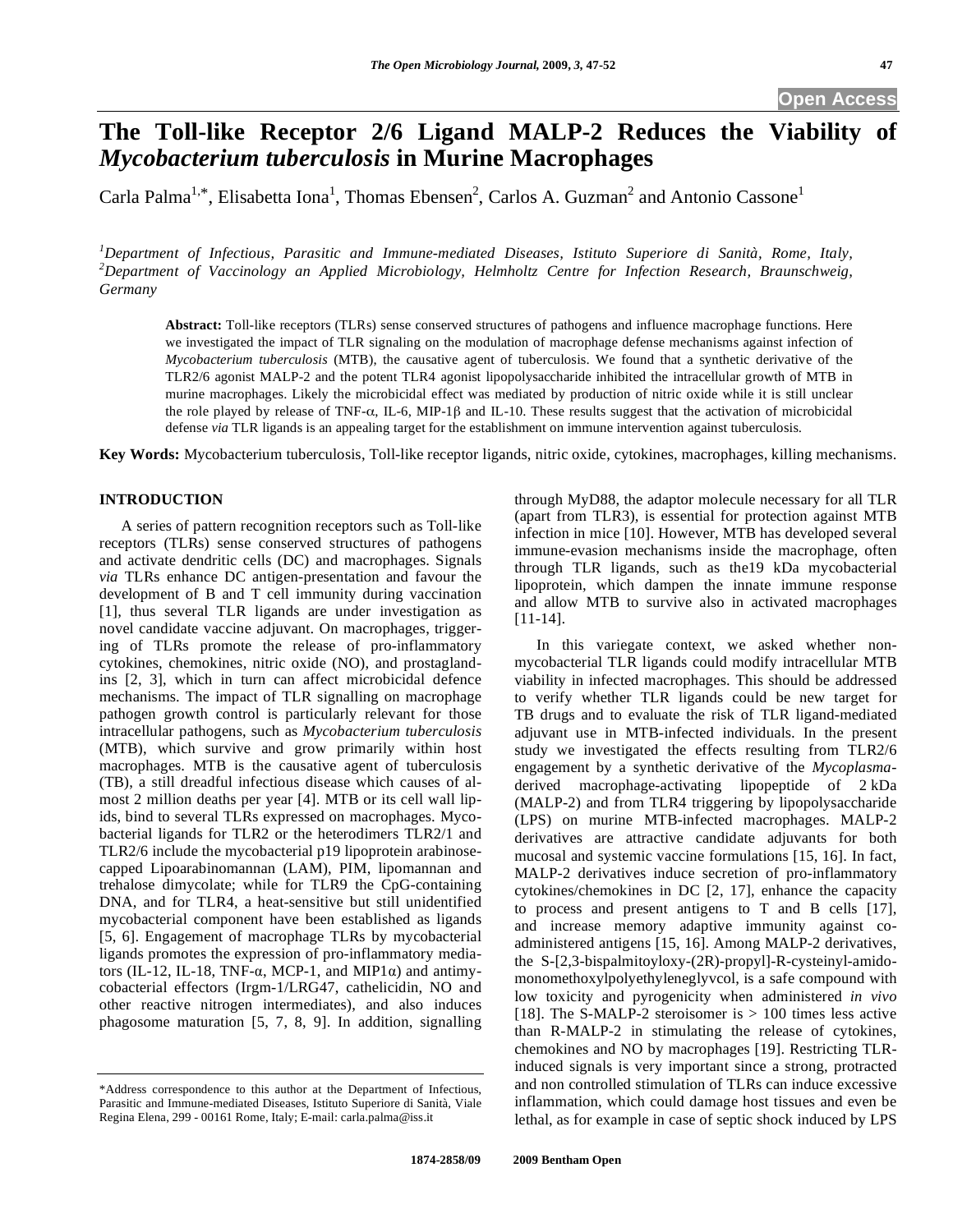# The Toll-like Receptor 2/6 Ligand MALP-2 Reduces the Viability of *Mycobacterium tuberculosis* in Murine Macrophages

Carla Palma[1,*], Elisabetta Iona[1], Thomas Ebensen[2], Carlos A. Guzman[2] and Antonio Cassone[1]

*[1]Department of Infectious, Parasitic and Immune-mediated Diseases, Istituto Superiore di Sanità, Rome, Italy, [2]Department of Vaccinology an Applied Microbiology, Helmholtz Centre for Infection Research, Braunschweig, Germany*

**Abstract:** Toll-like receptors (TLRs) sense conserved structures of pathogens and influence macrophage functions. Here we investigated the impact of TLR signaling on the modulation of macrophage defense mechanisms against infection of *Mycobacterium tuberculosis* (MTB), the causative agent of tuberculosis. We found that a synthetic derivative of the TLR2/6 agonist MALP-2 and the potent TLR4 agonist lipopolysaccharide inhibited the intracellular growth of MTB in murine macrophages. Likely the microbicidal effect was mediated by production of nitric oxide while it is still unclear the role played by release of TNF-α, IL-6, MIP-1β and IL-10. These results suggest that the activation of microbicidal defense *via* TLR ligands is an appealing target for the establishment on immune intervention against tuberculosis.

**Key Words:** Mycobacterium tuberculosis, Toll-like receptor ligands, nitric oxide, cytokines, macrophages, killing mechanisms.

## INTRODUCTION

A series of pattern recognition receptors such as Toll-like receptors (TLRs) sense conserved structures of pathogens and activate dendritic cells (DC) and macrophages. Signals *via* TLRs enhance DC antigen-presentation and favour the development of B and T cell immunity during vaccination [1], thus several TLR ligands are under investigation as novel candidate vaccine adjuvant. On macrophages, triggering of TLRs promote the release of pro-inflammatory cytokines, chemokines, nitric oxide (NO), and prostaglandins [2, 3], which in turn can affect microbicidal defence mechanisms. The impact of TLR signalling on macrophage pathogen growth control is particularly relevant for those intracellular pathogens, such as *Mycobacterium tuberculosis* (MTB), which survive and grow primarily within host macrophages. MTB is the causative agent of tuberculosis (TB), a still dreadful infectious disease which causes of almost 2 million deaths per year [4]. MTB or its cell wall lipids, bind to several TLRs expressed on macrophages. Mycobacterial ligands for TLR2 or the heterodimers TLR2/1 and TLR2/6 include the mycobacterial p19 lipoprotein arabinose-capped Lipoarabinomannan (LAM), PIM, lipomannan and trehalose dimycolate; while for TLR9 the CpG-containing DNA, and for TLR4, a heat-sensitive but still unidentified mycobacterial component have been established as ligands [5, 6]. Engagement of macrophage TLRs by mycobacterial ligands promotes the expression of pro-inflammatory mediators (IL-12, IL-18, TNF-α, MCP-1, and MIP1α) and antimycobacterial effectors (Irgm-1/LRG47, cathelicidin, NO and other reactive nitrogen intermediates), and also induces phagosome maturation [5, 7, 8, 9]. In addition, signalling through MyD88, the adaptor molecule necessary for all TLR (apart from TLR3), is essential for protection against MTB infection in mice [10]. However, MTB has developed several immune-evasion mechanisms inside the macrophage, often through TLR ligands, such as the19 kDa mycobacterial lipoprotein, which dampen the innate immune response and allow MTB to survive also in activated macrophages [11-14].

In this variegate context, we asked whether non-mycobacterial TLR ligands could modify intracellular MTB viability in infected macrophages. This should be addressed to verify whether TLR ligands could be new target for TB drugs and to evaluate the risk of TLR ligand-mediated adjuvant use in MTB-infected individuals. In the present study we investigated the effects resulting from TLR2/6 engagement by a synthetic derivative of the *Mycoplasma*-derived macrophage-activating lipopeptide of 2 kDa (MALP-2) and from TLR4 triggering by lipopolysaccharide (LPS) on murine MTB-infected macrophages. MALP-2 derivatives are attractive candidate adjuvants for both mucosal and systemic vaccine formulations [15, 16]. In fact, MALP-2 derivatives induce secretion of pro-inflammatory cytokines/chemokines in DC [2, 17], enhance the capacity to process and present antigens to T and B cells [17], and increase memory adaptive immunity against co-administered antigens [15, 16]. Among MALP-2 derivatives, the S-[2,3-bispalmitoyloxy-(2R)-propyl]-R-cysteinyl-amido-monomethoxylpolyethyleneglyvcol, is a safe compound with low toxicity and pyrogenicity when administered *in vivo* [18]. The S-MALP-2 steroisomer is > 100 times less active than R-MALP-2 in stimulating the release of cytokines, chemokines and NO by macrophages [19]. Restricting TLR-induced signals is very important since a strong, protracted and non controlled stimulation of TLRs can induce excessive inflammation, which could damage host tissues and even be lethal, as for example in case of septic shock induced by LPS

*Address correspondence to this author at the Department of Infectious, Parasitic and Immune-mediated Diseases, Istituto Superiore di Sanità, Viale Regina Elena, 299 - 00161 Rome, Italy; E-mail: carla.palma@iss.it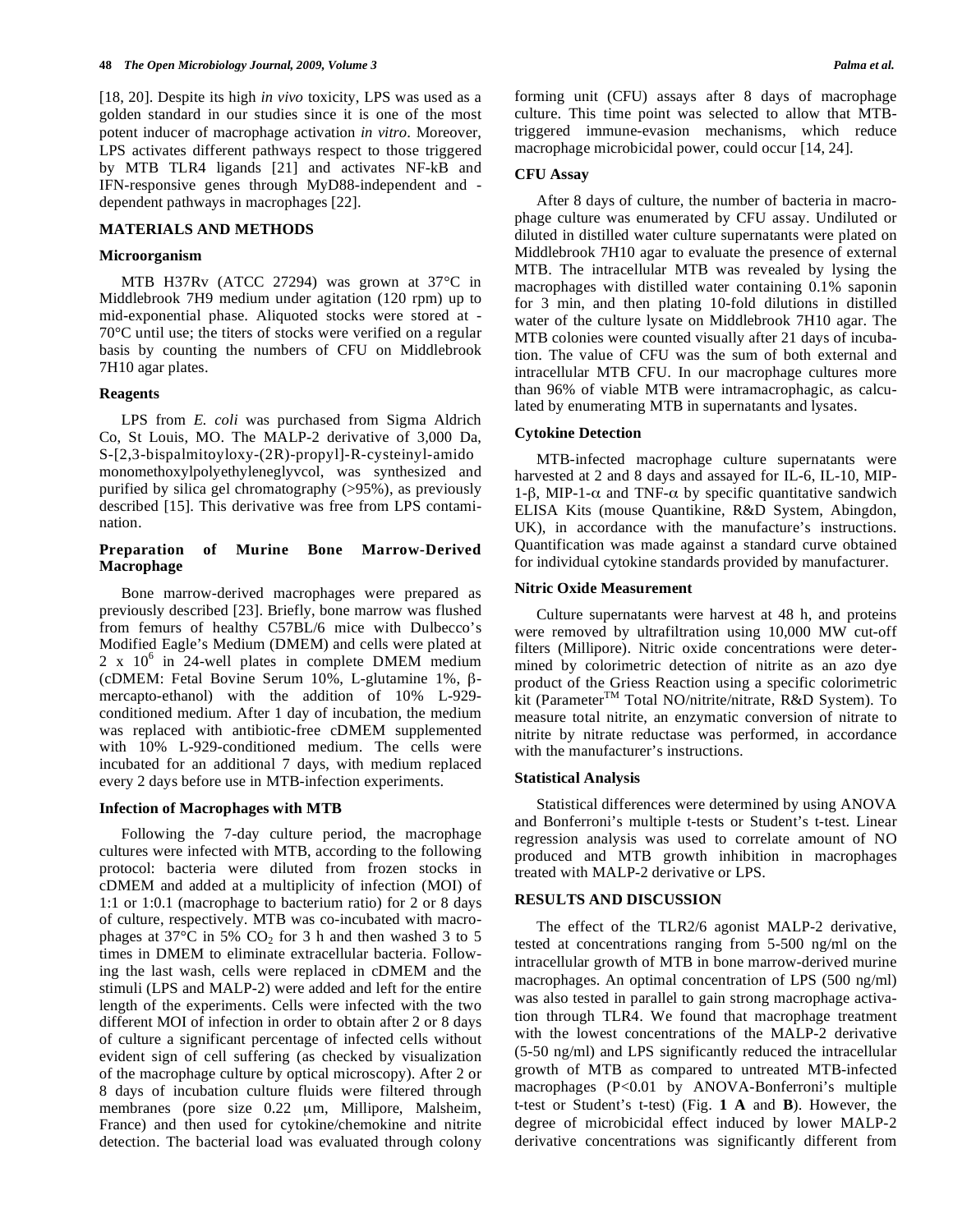[18, 20]. Despite its high *in vivo* toxicity, LPS was used as a golden standard in our studies since it is one of the most potent inducer of macrophage activation *in vitro*. Moreover, LPS activates different pathways respect to those triggered by MTB TLR4 ligands [21] and activates NF-kB and IFN-responsive genes through MyD88-independent and -dependent pathways in macrophages [22].

## MATERIALS AND METHODS

### Microorganism

MTB H37Rv (ATCC 27294) was grown at 37°C in Middlebrook 7H9 medium under agitation (120 rpm) up to mid-exponential phase. Aliquoted stocks were stored at -70°C until use; the titers of stocks were verified on a regular basis by counting the numbers of CFU on Middlebrook 7H10 agar plates.

### Reagents

LPS from *E. coli* was purchased from Sigma Aldrich Co, St Louis, MO. The MALP-2 derivative of 3,000 Da, S-[2,3-bispalmitoyloxy-(2R)-propyl]-R-cysteinyl-amido monomethoxylpolyethyleneglyvcol, was synthesized and purified by silica gel chromatography (>95%), as previously described [15]. This derivative was free from LPS contamination.

### Preparation of Murine Bone Marrow-Derived Macrophage

Bone marrow-derived macrophages were prepared as previously described [23]. Briefly, bone marrow was flushed from femurs of healthy C57BL/6 mice with Dulbecco's Modified Eagle's Medium (DMEM) and cells were plated at 2 x $10^6$ in 24-well plates in complete DMEM medium (cDMEM: Fetal Bovine Serum 10%, L-glutamine 1%, β-mercapto-ethanol) with the addition of 10% L-929-conditioned medium. After 1 day of incubation, the medium was replaced with antibiotic-free cDMEM supplemented with 10% L-929-conditioned medium. The cells were incubated for an additional 7 days, with medium replaced every 2 days before use in MTB-infection experiments.

### Infection of Macrophages with MTB

Following the 7-day culture period, the macrophage cultures were infected with MTB, according to the following protocol: bacteria were diluted from frozen stocks in cDMEM and added at a multiplicity of infection (MOI) of 1:1 or 1:0.1 (macrophage to bacterium ratio) for 2 or 8 days of culture, respectively. MTB was co-incubated with macrophages at 37°C in 5% $CO_2$ for 3 h and then washed 3 to 5 times in DMEM to eliminate extracellular bacteria. Following the last wash, cells were replaced in cDMEM and the stimuli (LPS and MALP-2) were added and left for the entire length of the experiments. Cells were infected with the two different MOI of infection in order to obtain after 2 or 8 days of culture a significant percentage of infected cells without evident sign of cell suffering (as checked by visualization of the macrophage culture by optical microscopy). After 2 or 8 days of incubation culture fluids were filtered through membranes (pore size 0.22 μm, Millipore, Malsheim, France) and then used for cytokine/chemokine and nitrite detection. The bacterial load was evaluated through colony forming unit (CFU) assays after 8 days of macrophage culture. This time point was selected to allow that MTB-triggered immune-evasion mechanisms, which reduce macrophage microbicidal power, could occur [14, 24].

### CFU Assay

After 8 days of culture, the number of bacteria in macrophage culture was enumerated by CFU assay. Undiluted or diluted in distilled water culture supernatants were plated on Middlebrook 7H10 agar to evaluate the presence of external MTB. The intracellular MTB was revealed by lysing the macrophages with distilled water containing 0.1% saponin for 3 min, and then plating 10-fold dilutions in distilled water of the culture lysate on Middlebrook 7H10 agar. The MTB colonies were counted visually after 21 days of incubation. The value of CFU was the sum of both external and intracellular MTB CFU. In our macrophage cultures more than 96% of viable MTB were intramacrophagic, as calculated by enumerating MTB in supernatants and lysates.

### Cytokine Detection

MTB-infected macrophage culture supernatants were harvested at 2 and 8 days and assayed for IL-6, IL-10, MIP-1-β, MIP-1-α and TNF-α by specific quantitative sandwich ELISA Kits (mouse Quantikine, R&D System, Abingdon, UK), in accordance with the manufacture's instructions. Quantification was made against a standard curve obtained for individual cytokine standards provided by manufacturer.

### Nitric Oxide Measurement

Culture supernatants were harvest at 48 h, and proteins were removed by ultrafiltration using 10,000 MW cut-off filters (Millipore). Nitric oxide concentrations were determined by colorimetric detection of nitrite as an azo dye product of the Griess Reaction using a specific colorimetric kit (Parameter™ Total NO/nitrite/nitrate, R&D System). To measure total nitrite, an enzymatic conversion of nitrate to nitrite by nitrate reductase was performed, in accordance with the manufacturer's instructions.

### Statistical Analysis

Statistical differences were determined by using ANOVA and Bonferroni's multiple t-tests or Student's t-test. Linear regression analysis was used to correlate amount of NO produced and MTB growth inhibition in macrophages treated with MALP-2 derivative or LPS.

## RESULTS AND DISCUSSION

The effect of the TLR2/6 agonist MALP-2 derivative, tested at concentrations ranging from 5-500 ng/ml on the intracellular growth of MTB in bone marrow-derived murine macrophages. An optimal concentration of LPS (500 ng/ml) was also tested in parallel to gain strong macrophage activation through TLR4. We found that macrophage treatment with the lowest concentrations of the MALP-2 derivative (5-50 ng/ml) and LPS significantly reduced the intracellular growth of MTB as compared to untreated MTB-infected macrophages ($P<0.01$ by ANOVA-Bonferroni's multiple t-test or Student's t-test) (Fig. **1 A** and **B**). However, the degree of microbicidal effect induced by lower MALP-2 derivative concentrations was significantly different from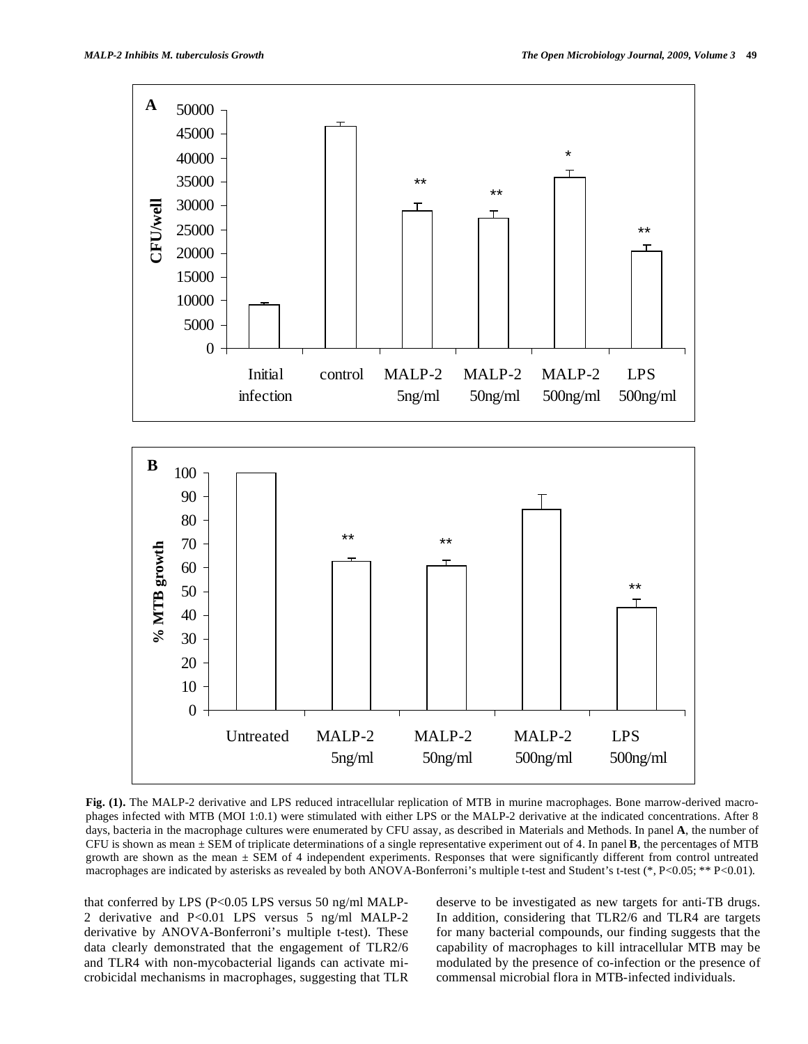**Fig. (1).** The MALP-2 derivative and LPS reduced intracellular replication of MTB in murine macrophages. Bone marrow-derived macrophages infected with MTB (MOI 1:0.1) were stimulated with either LPS or the MALP-2 derivative at the indicated concentrations. After 8 days, bacteria in the macrophage cultures were enumerated by CFU assay, as described in Materials and Methods. In panel **A**, the number of CFU is shown as mean ± SEM of triplicate determinations of a single representative experiment out of 4. In panel **B**, the percentages of MTB growth are shown as the mean ± SEM of 4 independent experiments. Responses that were significantly different from control untreated macrophages are indicated by asterisks as revealed by both ANOVA-Bonferroni's multiple t-test and Student's t-test (*, P<0.05; ** P<0.01).

that conferred by LPS (P<0.05 LPS versus 50 ng/ml MALP-2 derivative and P<0.01 LPS versus 5 ng/ml MALP-2 derivative by ANOVA-Bonferroni's multiple t-test). These data clearly demonstrated that the engagement of TLR2/6 and TLR4 with non-mycobacterial ligands can activate microbicidal mechanisms in macrophages, suggesting that TLR deserve to be investigated as new targets for anti-TB drugs. In addition, considering that TLR2/6 and TLR4 are targets for many bacterial compounds, our finding suggests that the capability of macrophages to kill intracellular MTB may be modulated by the presence of co-infection or the presence of commensal microbial flora in MTB-infected individuals.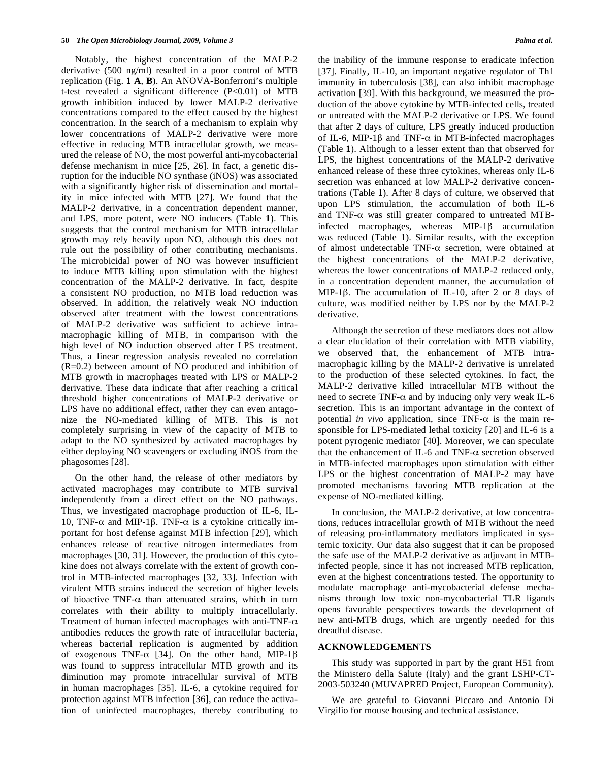Notably, the highest concentration of the MALP-2 derivative (500 ng/ml) resulted in a poor control of MTB replication (Fig. **1 A**, **B**). An ANOVA-Bonferroni's multiple t-test revealed a significant difference (P<0.01) of MTB growth inhibition induced by lower MALP-2 derivative concentrations compared to the effect caused by the highest concentration. In the search of a mechanism to explain why lower concentrations of MALP-2 derivative were more effective in reducing MTB intracellular growth, we measured the release of NO, the most powerful anti-mycobacterial defense mechanism in mice [25, 26]. In fact, a genetic disruption for the inducible NO synthase (iNOS) was associated with a significantly higher risk of dissemination and mortality in mice infected with MTB [27]. We found that the MALP-2 derivative, in a concentration dependent manner, and LPS, more potent, were NO inducers (Table **1**). This suggests that the control mechanism for MTB intracellular growth may rely heavily upon NO, although this does not rule out the possibility of other contributing mechanisms. The microbicidal power of NO was however insufficient to induce MTB killing upon stimulation with the highest concentration of the MALP-2 derivative. In fact, despite a consistent NO production, no MTB load reduction was observed. In addition, the relatively weak NO induction observed after treatment with the lowest concentrations of MALP-2 derivative was sufficient to achieve intra-macrophagic killing of MTB, in comparison with the high level of NO induction observed after LPS treatment. Thus, a linear regression analysis revealed no correlation (R=0.2) between amount of NO produced and inhibition of MTB growth in macrophages treated with LPS or MALP-2 derivative. These data indicate that after reaching a critical threshold higher concentrations of MALP-2 derivative or LPS have no additional effect, rather they can even antagonize the NO-mediated killing of MTB. This is not completely surprising in view of the capacity of MTB to adapt to the NO synthesized by activated macrophages by either deploying NO scavengers or excluding iNOS from the phagosomes [28].

On the other hand, the release of other mediators by activated macrophages may contribute to MTB survival independently from a direct effect on the NO pathways. Thus, we investigated macrophage production of IL-6, IL-10, TNF-α and MIP-1β. TNF-α is a cytokine critically important for host defense against MTB infection [29], which enhances release of reactive nitrogen intermediates from macrophages [30, 31]. However, the production of this cytokine does not always correlate with the extent of growth control in MTB-infected macrophages [32, 33]. Infection with virulent MTB strains induced the secretion of higher levels of bioactive TNF-α than attenuated strains, which in turn correlates with their ability to multiply intracellularly. Treatment of human infected macrophages with anti-TNF-α antibodies reduces the growth rate of intracellular bacteria, whereas bacterial replication is augmented by addition of exogenous TNF-α [34]. On the other hand, MIP-1β was found to suppress intracellular MTB growth and its diminution may promote intracellular survival of MTB in human macrophages [35]. IL-6, a cytokine required for protection against MTB infection [36], can reduce the activation of uninfected macrophages, thereby contributing to the inability of the immune response to eradicate infection [37]. Finally, IL-10, an important negative regulator of Th1 immunity in tuberculosis [38], can also inhibit macrophage activation [39]. With this background, we measured the production of the above cytokine by MTB-infected cells, treated or untreated with the MALP-2 derivative or LPS. We found that after 2 days of culture, LPS greatly induced production of IL-6, MIP-1β and TNF-α in MTB-infected macrophages (Table **1**). Although to a lesser extent than that observed for LPS, the highest concentrations of the MALP-2 derivative enhanced release of these three cytokines, whereas only IL-6 secretion was enhanced at low MALP-2 derivative concentrations (Table **1**). After 8 days of culture, we observed that upon LPS stimulation, the accumulation of both IL-6 and TNF-α was still greater compared to untreated MTB-infected macrophages, whereas MIP-1β accumulation was reduced (Table **1**). Similar results, with the exception of almost undetectable TNF-α secretion, were obtained at the highest concentrations of the MALP-2 derivative, whereas the lower concentrations of MALP-2 reduced only, in a concentration dependent manner, the accumulation of MIP-1β. The accumulation of IL-10, after 2 or 8 days of culture, was modified neither by LPS nor by the MALP-2 derivative.

Although the secretion of these mediators does not allow a clear elucidation of their correlation with MTB viability, we observed that, the enhancement of MTB intra-macrophagic killing by the MALP-2 derivative is unrelated to the production of these selected cytokines. In fact, the MALP-2 derivative killed intracellular MTB without the need to secrete TNF-α and by inducing only very weak IL-6 secretion. This is an important advantage in the context of potential *in vivo* application, since TNF-α is the main responsible for LPS-mediated lethal toxicity [20] and IL-6 is a potent pyrogenic mediator [40]. Moreover, we can speculate that the enhancement of IL-6 and TNF-α secretion observed in MTB-infected macrophages upon stimulation with either LPS or the highest concentration of MALP-2 may have promoted mechanisms favoring MTB replication at the expense of NO-mediated killing.

In conclusion, the MALP-2 derivative, at low concentrations, reduces intracellular growth of MTB without the need of releasing pro-inflammatory mediators implicated in systemic toxicity. Our data also suggest that it can be proposed the safe use of the MALP-2 derivative as adjuvant in MTB-infected people, since it has not increased MTB replication, even at the highest concentrations tested. The opportunity to modulate macrophage anti-mycobacterial defense mechanisms through low toxic non-mycobacterial TLR ligands opens favorable perspectives towards the development of new anti-MTB drugs, which are urgently needed for this dreadful disease.

## ACKNOWLEDGEMENTS

This study was supported in part by the grant H51 from the Ministero della Salute (Italy) and the grant LSHP-CT-2003-503240 (MUVAPRED Project, European Community).

We are grateful to Giovanni Piccaro and Antonio Di Virgilio for mouse housing and technical assistance.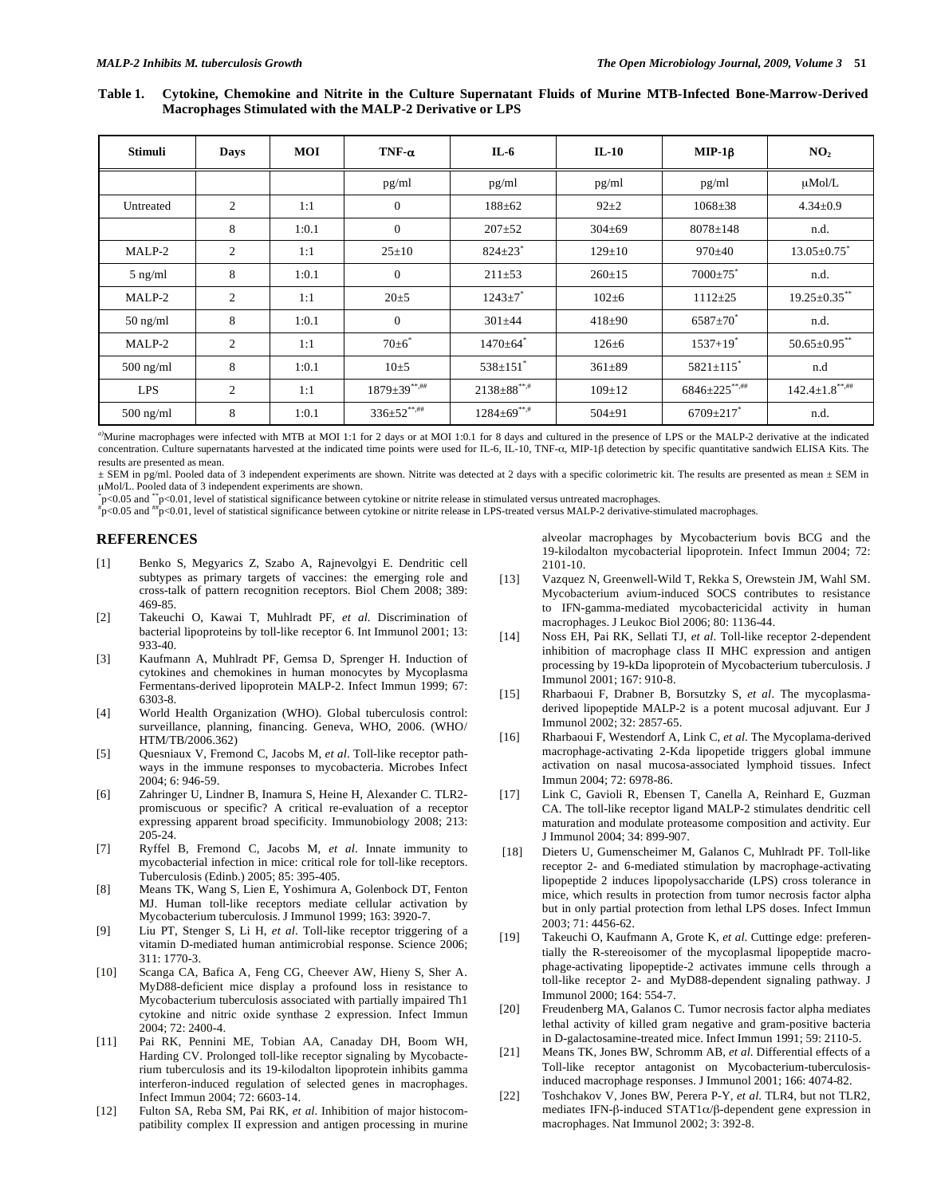**Table 1. Cytokine, Chemokine and Nitrite in the Culture Supernatant Fluids of Murine MTB-Infected Bone-Marrow-Derived Macrophages Stimulated with the MALP-2 Derivative or LPS**

| Stimuli | Days | MOI | TNF-α | IL-6 | IL-10 | MIP-1β | $NO_2$ |
|---|---|---|---|---|---|---|---|
| | | | pg/ml | pg/ml | pg/ml | pg/ml | μMol/L |
| Untreated | 2 | 1:1 | 0 | 188±62 | 92±2 | 1068±38 | 4.34±0.9 |
| | 8 | 1:0.1 | 0 | 207±52 | 304±69 | 8078±148 | n.d. |
| MALP-2 | 2 | 1:1 | 25±10 | 824±23* | 129±10 | 970±40 | 13.05±0.75* |
| 5 ng/ml | 8 | 1:0.1 | 0 | 211±53 | 260±15 | 7000±75* | n.d. |
| MALP-2 | 2 | 1:1 | 20±5 | 1243±7* | 102±6 | 1112±25 | 19.25±0.35** |
| 50 ng/ml | 8 | 1:0.1 | 0 | 301±44 | 418±90 | 6587±70* | n.d. |
| MALP-2 | 2 | 1:1 | 70±6* | 1470±64* | 126±6 | 1537+19* | 50.65±0.95** |
| 500 ng/ml | 8 | 1:0.1 | 10±5 | 538±151* | 361±89 | 5821±115* | n.d |
| LPS | 2 | 1:1 | 1879±39**,## | 2138±88**,# | 109±12 | 6846±225**,## | 142.4±1.8**,## |
| 500 ng/ml | 8 | 1:0.1 | 336±52**,## | 1284±69**,# | 504±91 | 6709±217* | n.d. |

[a]Murine macrophages were infected with MTB at MOI 1:1 for 2 days or at MOI 1:0.1 for 8 days and cultured in the presence of LPS or the MALP-2 derivative at the indicated concentration. Culture supernatants harvested at the indicated time points were used for IL-6, IL-10, TNF-α, MIP-1β detection by specific quantitative sandwich ELISA Kits. The results are presented as mean.

± SEM in pg/ml. Pooled data of 3 independent experiments are shown. Nitrite was detected at 2 days with a specific colorimetric kit. The results are presented as mean ± SEM in μMol/L. Pooled data of 3 independent experiments are shown.

*$p<0.05$ and **$p<0.01$, level of statistical significance between cytokine or nitrite release in stimulated versus untreated macrophages.

#$p<0.05$ and ##$p<0.01$, level of statistical significance between cytokine or nitrite release in LPS-treated versus MALP-2 derivative-stimulated macrophages.

## REFERENCES

[1] Benko S, Megyarics Z, Szabo A, Rajnevolgyi E. Dendritic cell subtypes as primary targets of vaccines: the emerging role and cross-talk of pattern recognition receptors. Biol Chem 2008; 389: 469-85.

[2] Takeuchi O, Kawai T, Muhlradt PF, *et al*. Discrimination of bacterial lipoproteins by toll-like receptor 6. Int Immunol 2001; 13: 933-40.

[3] Kaufmann A, Muhlradt PF, Gemsa D, Sprenger H. Induction of cytokines and chemokines in human monocytes by Mycoplasma Fermentans-derived lipoprotein MALP-2. Infect Immun 1999; 67: 6303-8.

[4] World Health Organization (WHO). Global tuberculosis control: surveillance, planning, financing. Geneva, WHO, 2006. (WHO/ HTM/TB/2006.362)

[5] Quesniaux V, Fremond C, Jacobs M, *et al*. Toll-like receptor pathways in the immune responses to mycobacteria. Microbes Infect 2004; 6: 946-59.

[6] Zahringer U, Lindner B, Inamura S, Heine H, Alexander C. TLR2-promiscuous or specific? A critical re-evaluation of a receptor expressing apparent broad specificity. Immunobiology 2008; 213: 205-24.

[7] Ryffel B, Fremond C, Jacobs M, *et al*. Innate immunity to mycobacterial infection in mice: critical role for toll-like receptors. Tuberculosis (Edinb.) 2005; 85: 395-405.

[8] Means TK, Wang S, Lien E, Yoshimura A, Golenbock DT, Fenton MJ. Human toll-like receptors mediate cellular activation by Mycobacterium tuberculosis. J Immunol 1999; 163: 3920-7.

[9] Liu PT, Stenger S, Li H, *et al*. Toll-like receptor triggering of a vitamin D-mediated human antimicrobial response. Science 2006; 311: 1770-3.

[10] Scanga CA, Bafica A, Feng CG, Cheever AW, Hieny S, Sher A. MyD88-deficient mice display a profound loss in resistance to Mycobacterium tuberculosis associated with partially impaired Th1 cytokine and nitric oxide synthase 2 expression. Infect Immun 2004; 72: 2400-4.

[11] Pai RK, Pennini ME, Tobian AA, Canaday DH, Boom WH, Harding CV. Prolonged toll-like receptor signaling by Mycobacterium tuberculosis and its 19-kilodalton lipoprotein inhibits gamma interferon-induced regulation of selected genes in macrophages. Infect Immun 2004; 72: 6603-14.

[12] Fulton SA, Reba SM, Pai RK, *et al*. Inhibition of major histocompatibility complex II expression and antigen processing in murine alveolar macrophages by Mycobacterium bovis BCG and the 19-kilodalton mycobacterial lipoprotein. Infect Immun 2004; 72: 2101-10.

[13] Vazquez N, Greenwell-Wild T, Rekka S, Orewstein JM, Wahl SM. Mycobacterium avium-induced SOCS contributes to resistance to IFN-gamma-mediated mycobactericidal activity in human macrophages. J Leukoc Biol 2006; 80: 1136-44.

[14] Noss EH, Pai RK, Sellati TJ, *et al*. Toll-like receptor 2-dependent inhibition of macrophage class II MHC expression and antigen processing by 19-kDa lipoprotein of Mycobacterium tuberculosis. J Immunol 2001; 167: 910-8.

[15] Rharbaoui F, Drabner B, Borsutzky S, *et al*. The mycoplasma-derived lipopeptide MALP-2 is a potent mucosal adjuvant. Eur J Immunol 2002; 32: 2857-65.

[16] Rharbaoui F, Westendorf A, Link C, *et al*. The Mycoplama-derived macrophage-activating 2-Kda lipopetide triggers global immune activation on nasal mucosa-associated lymphoid tissues. Infect Immun 2004; 72: 6978-86.

[17] Link C, Gavioli R, Ebensen T, Canella A, Reinhard E, Guzman CA. The toll-like receptor ligand MALP-2 stimulates dendritic cell maturation and modulate proteasome composition and activity. Eur J Immunol 2004; 34: 899-907.

[18] Dieters U, Gumenscheimer M, Galanos C, Muhlradt PF. Toll-like receptor 2- and 6-mediated stimulation by macrophage-activating lipopeptide 2 induces lipopolysaccharide (LPS) cross tolerance in mice, which results in protection from tumor necrosis factor alpha but in only partial protection from lethal LPS doses. Infect Immun 2003; 71: 4456-62.

[19] Takeuchi O, Kaufmann A, Grote K, *et al*. Cuttinge edge: preferentially the R-stereoisomer of the mycoplasmal lipopeptide macrophage-activating lipopeptide-2 activates immune cells through a toll-like receptor 2- and MyD88-dependent signaling pathway. J Immunol 2000; 164: 554-7.

[20] Freudenberg MA, Galanos C. Tumor necrosis factor alpha mediates lethal activity of killed gram negative and gram-positive bacteria in D-galactosamine-treated mice. Infect Immun 1991; 59: 2110-5.

[21] Means TK, Jones BW, Schromm AB, *et al*. Differential effects of a Toll-like receptor antagonist on Mycobacterium-tuberculosis-induced macrophage responses. J Immunol 2001; 166: 4074-82.

[22] Toshchakov V, Jones BW, Perera P-Y, *et al*. TLR4, but not TLR2, mediates IFN-β-induced STAT1α/β-dependent gene expression in macrophages. Nat Immunol 2002; 3: 392-8.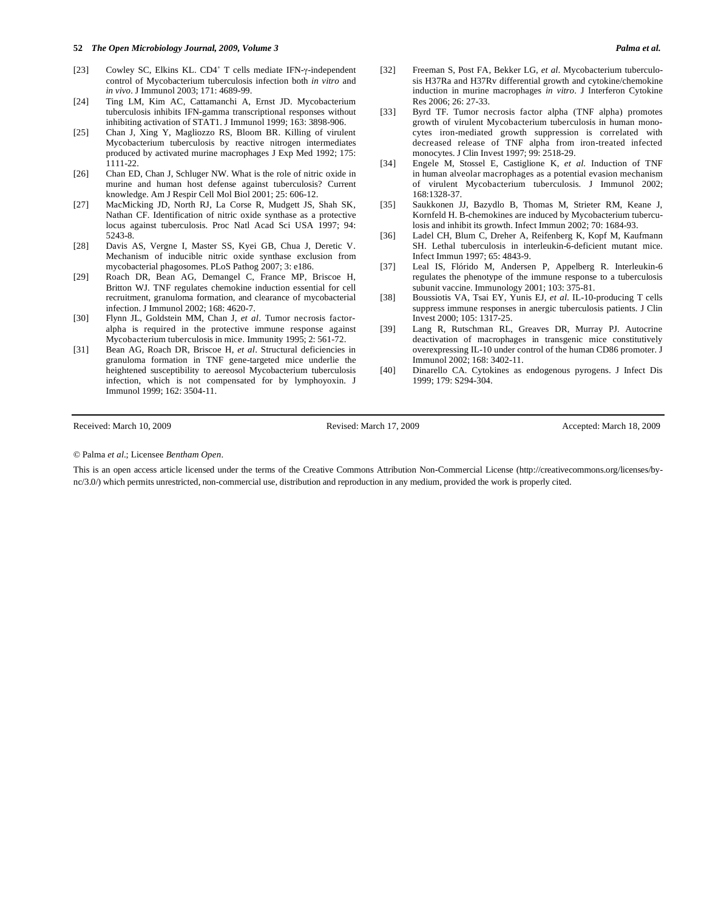[23] Cowley SC, Elkins KL. CD4[+] T cells mediate IFN-γ-independent control of Mycobacterium tuberculosis infection both *in vitro* and *in vivo*. J Immunol 2003; 171: 4689-99.

[24] Ting LM, Kim AC, Cattamanchi A, Ernst JD. Mycobacterium tuberculosis inhibits IFN-gamma transcriptional responses without inhibiting activation of STAT1. J Immunol 1999; 163: 3898-906.

[25] Chan J, Xing Y, Magliozzo RS, Bloom BR. Killing of virulent Mycobacterium tuberculosis by reactive nitrogen intermediates produced by activated murine macrophages J Exp Med 1992; 175: 1111-22.

[26] Chan ED, Chan J, Schluger NW. What is the role of nitric oxide in murine and human host defense against tuberculosis? Current knowledge. Am J Respir Cell Mol Biol 2001; 25: 606-12.

[27] MacMicking JD, North RJ, La Corse R, Mudgett JS, Shah SK, Nathan CF. Identification of nitric oxide synthase as a protective locus against tuberculosis. Proc Natl Acad Sci USA 1997; 94: 5243-8.

[28] Davis AS, Vergne I, Master SS, Kyei GB, Chua J, Deretic V. Mechanism of inducible nitric oxide synthase exclusion from mycobacterial phagosomes. PLoS Pathog 2007; 3: e186.

[29] Roach DR, Bean AG, Demangel C, France MP, Briscoe H, Britton WJ. TNF regulates chemokine induction essential for cell recruitment, granuloma formation, and clearance of mycobacterial infection. J Immunol 2002; 168: 4620-7.

[30] Flynn JL, Goldstein MM, Chan J, *et al*. Tumor necrosis factor-alpha is required in the protective immune response against Mycobacterium tuberculosis in mice. Immunity 1995; 2: 561-72.

[31] Bean AG, Roach DR, Briscoe H, *et al*. Structural deficiencies in granuloma formation in TNF gene-targeted mice underlie the heightened susceptibility to aereosol Mycobacterium tuberculosis infection, which is not compensated for by lymphoyoxin. J Immunol 1999; 162: 3504-11.

[32] Freeman S, Post FA, Bekker LG, *et al*. Mycobacterium tuberculosis H37Ra and H37Rv differential growth and cytokine/chemokine induction in murine macrophages *in vitro*. J Interferon Cytokine Res 2006; 26: 27-33.

[33] Byrd TF. Tumor necrosis factor alpha (TNF alpha) promotes growth of virulent Mycobacterium tuberculosis in human monocytes iron-mediated growth suppression is correlated with decreased release of TNF alpha from iron-treated infected monocytes. J Clin Invest 1997; 99: 2518-29.

[34] Engele M, Stossel E, Castiglione K, *et al*. Induction of TNF in human alveolar macrophages as a potential evasion mechanism of virulent Mycobacterium tuberculosis. J Immunol 2002; 168:1328-37.

[35] Saukkonen JJ, Bazydlo B, Thomas M, Strieter RM, Keane J, Kornfeld H. B-chemokines are induced by Mycobacterium tuberculosis and inhibit its growth. Infect Immun 2002; 70: 1684-93.

[36] Ladel CH, Blum C, Dreher A, Reifenberg K, Kopf M, Kaufmann SH. Lethal tuberculosis in interleukin-6-deficient mutant mice. Infect Immun 1997; 65: 4843-9.

[37] Leal IS, Flórido M, Andersen P, Appelberg R. Interleukin-6 regulates the phenotype of the immune response to a tuberculosis subunit vaccine. Immunology 2001; 103: 375-81.

[38] Boussiotis VA, Tsai EY, Yunis EJ, *et al*. IL-10-producing T cells suppress immune responses in anergic tuberculosis patients. J Clin Invest 2000; 105: 1317-25.

[39] Lang R, Rutschman RL, Greaves DR, Murray PJ. Autocrine deactivation of macrophages in transgenic mice constitutively overexpressing IL-10 under control of the human CD86 promoter. J Immunol 2002; 168: 3402-11.

[40] Dinarello CA. Cytokines as endogenous pyrogens. J Infect Dis 1999; 179: S294-304.

---

Received: March 10, 2009 Revised: March 17, 2009 Accepted: March 18, 2009

© Palma *et al*.; Licensee *Bentham Open*.

This is an open access article licensed under the terms of the Creative Commons Attribution Non-Commercial License (http://creativecommons.org/licenses/by-nc/3.0/) which permits unrestricted, non-commercial use, distribution and reproduction in any medium, provided the work is properly cited.